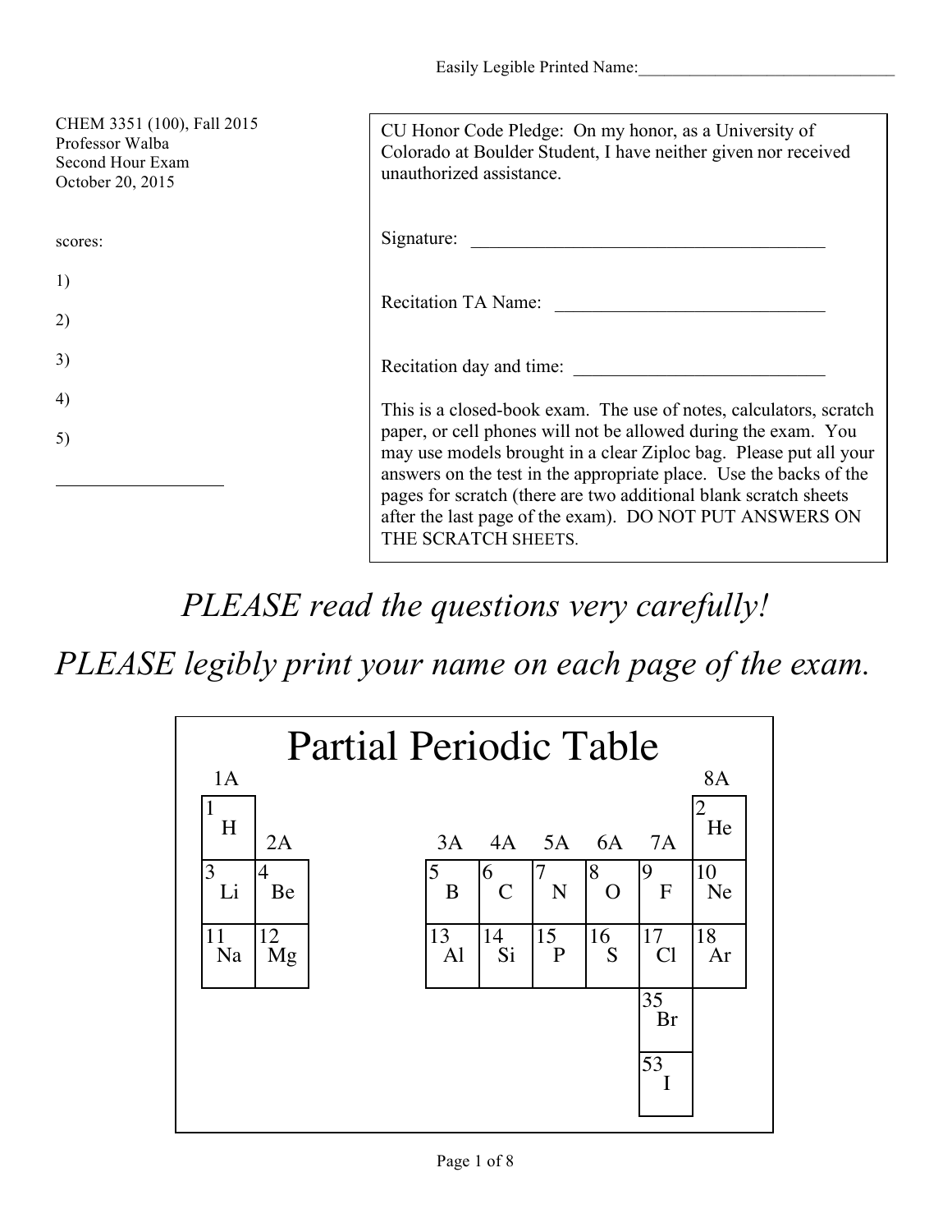Easily Legible Printed Name:______________________________

CHEM 3351 (100), Fall 2015
Professor Walba
Second Hour Exam
October 20, 2015

scores:

1)

2)

3)

4)

5)

___________________

CU Honor Code Pledge: On my honor, as a University of Colorado at Boulder Student, I have neither given nor received unauthorized assistance.

Signature: ________________________________________

Recitation TA Name: ______________________________

Recitation day and time: ____________________________

This is a closed-book exam. The use of notes, calculators, scratch paper, or cell phones will not be allowed during the exam. You may use models brought in a clear Ziploc bag. Please put all your answers on the test in the appropriate place. Use the backs of the pages for scratch (there are two additional blank scratch sheets after the last page of the exam). DO NOT PUT ANSWERS ON THE SCRATCH SHEETS.

*PLEASE read the questions very carefully!*

*PLEASE legibly print your name on each page of the exam.*

# Partial Periodic Table

| 1A | 2A | 3A | 4A | 5A | 6A | 7A | 8A |
|---|---|---|---|---|---|---|---|
| 1 H | | | | | | | 2 He |
| 3 Li | 4 Be | 5 B | 6 C | 7 N | 8 O | 9 F | 10 Ne |
| 11 Na | 12 Mg | 13 Al | 14 Si | 15 P | 16 S | 17 Cl | 18 Ar |
| | | | | | | 35 Br | |
| | | | | | | 53 I | |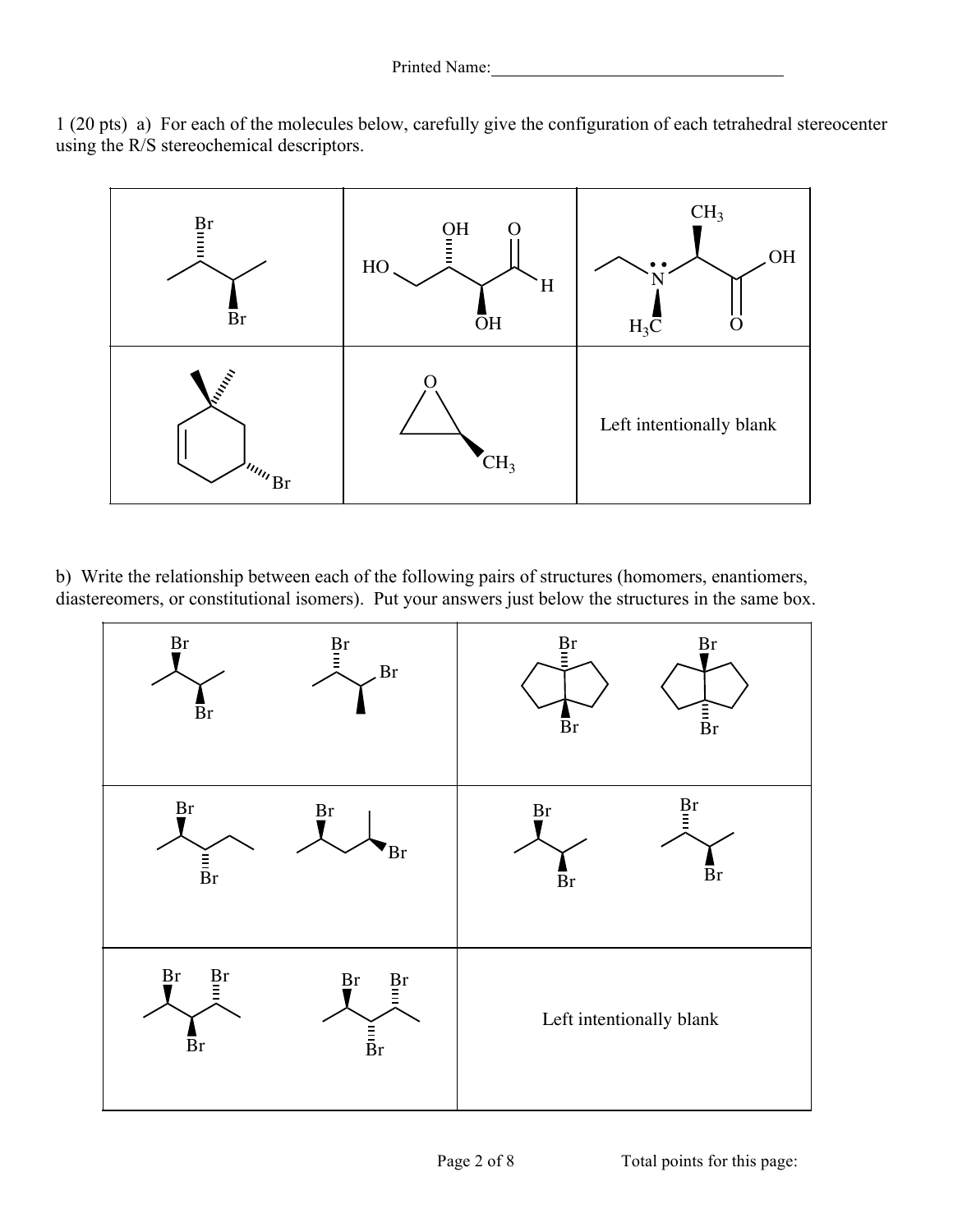Printed Name:___________________________________

1 (20 pts) a) For each of the molecules below, carefully give the configuration of each tetrahedral stereocenter using the R/S stereochemical descriptors.

| | | |
|---|---|---|
| Br, Br | HO, OH, O, H, OH | $CH_3$, OH, N, $H_3C$, O |
| Br | O, $CH_3$ | Left intentionally blank |

b) Write the relationship between each of the following pairs of structures (homomers, enantiomers, diastereomers, or constitutional isomers). Put your answers just below the structures in the same box.

| | |
|---|---|
| Br, Br &nbsp;&nbsp;&nbsp;&nbsp; Br, Br | Br, Br &nbsp;&nbsp;&nbsp;&nbsp; Br, Br |
| Br, Br &nbsp;&nbsp;&nbsp;&nbsp; Br, Br | Br, Br &nbsp;&nbsp;&nbsp;&nbsp; Br, Br |
| Br, Br, Br &nbsp;&nbsp;&nbsp;&nbsp; Br, Br, Br | Left intentionally blank |

Total points for this page: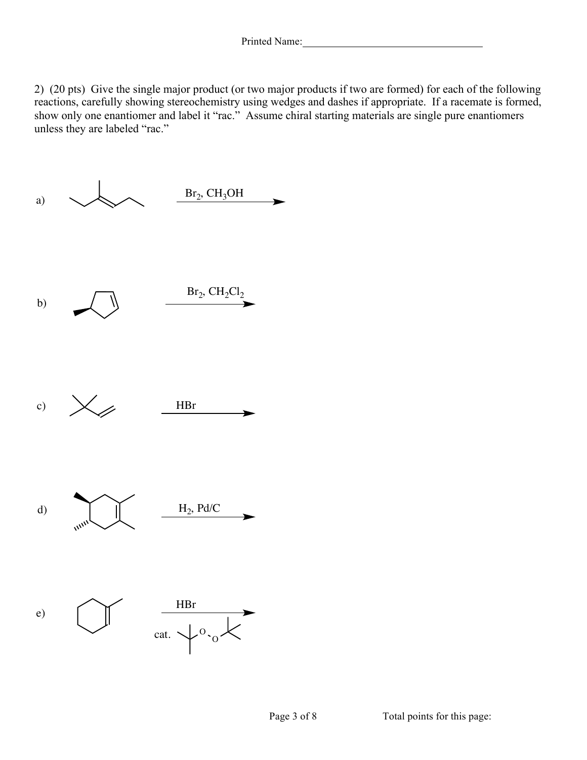2) (20 pts) Give the single major product (or two major products if two are formed) for each of the following reactions, carefully showing stereochemistry using wedges and dashes if appropriate. If a racemate is formed, show only one enantiomer and label it "rac." Assume chiral starting materials are single pure enantiomers unless they are labeled "rac."

a) $\xrightarrow{Br_2,\ CH_3OH}$

b) $\xrightarrow{Br_2,\ CH_2Cl_2}$

c) $\xrightarrow{HBr}$

d) $\xrightarrow{H_2,\ Pd/C}$

e) $\xrightarrow{HBr}$ cat.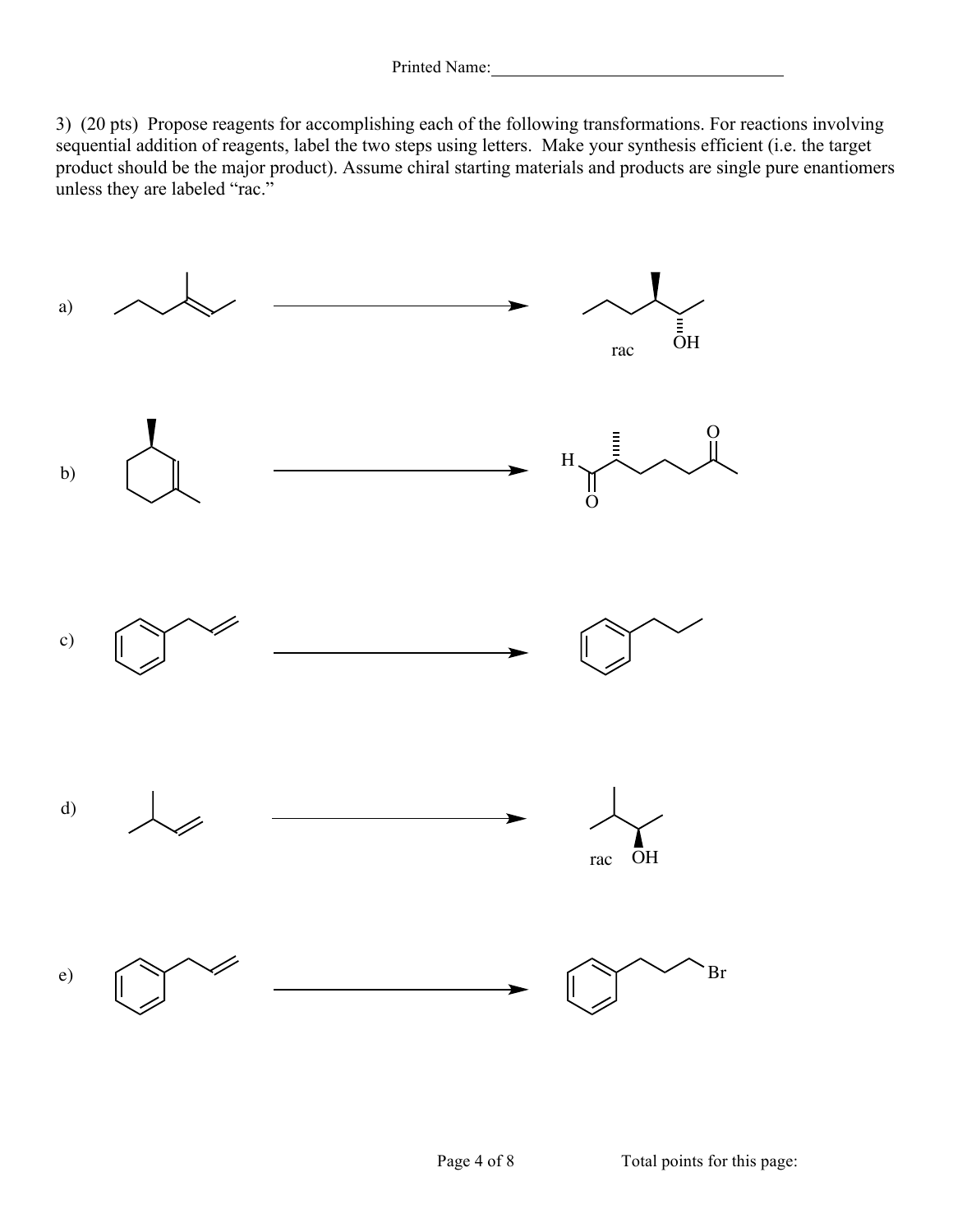3) (20 pts) Propose reagents for accomplishing each of the following transformations. For reactions involving sequential addition of reagents, label the two steps using letters. Make your synthesis efficient (i.e. the target product should be the major product). Assume chiral starting materials and products are single pure enantiomers unless they are labeled "rac."

a)

rac

OH

b)

H

O

O

c)

d)

rac OH

e)

Br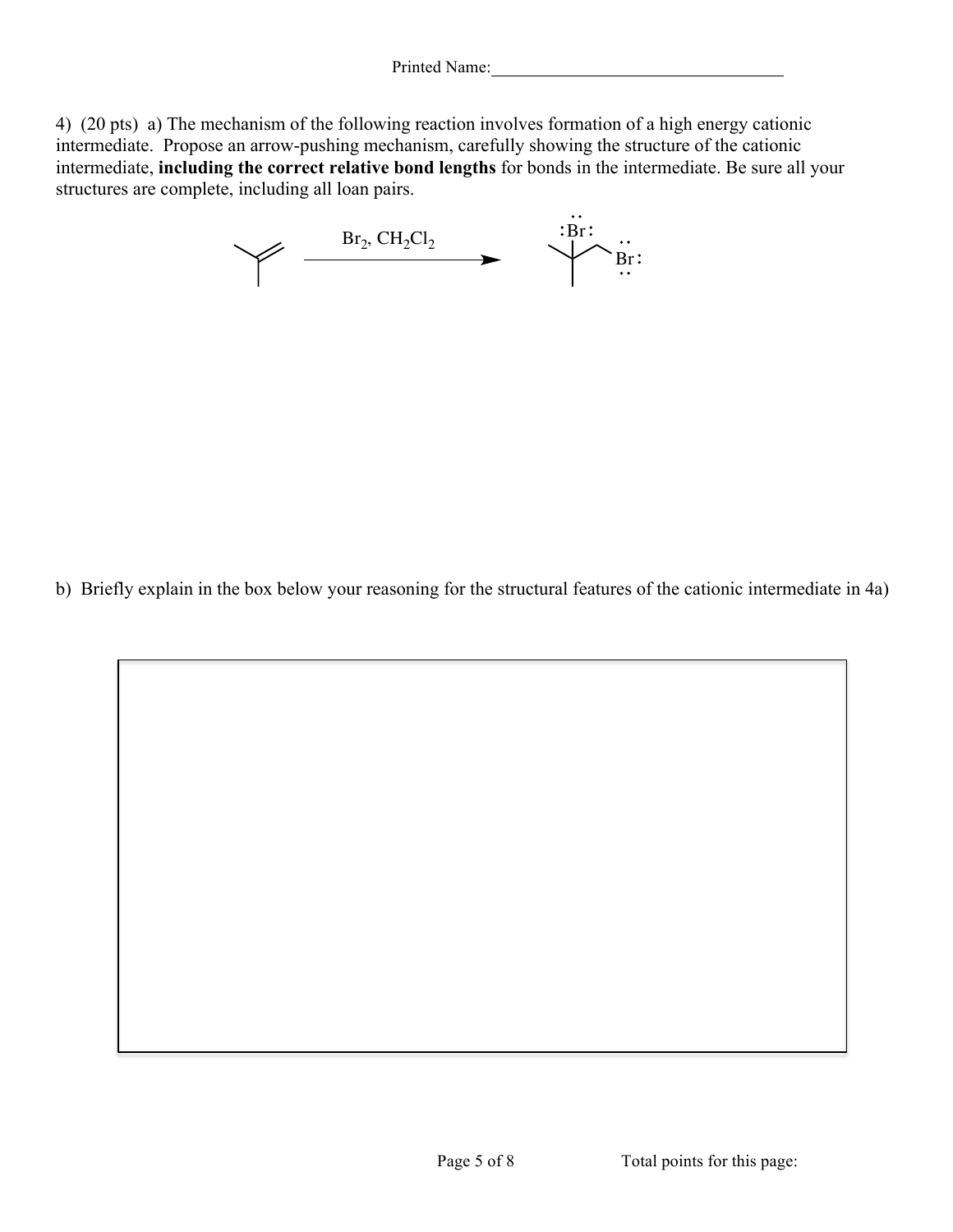Printed Name:___________________________________

4) (20 pts) a) The mechanism of the following reaction involves formation of a high energy cationic intermediate. Propose an arrow-pushing mechanism, carefully showing the structure of the cationic intermediate, **including the correct relative bond lengths** for bonds in the intermediate. Be sure all your structures are complete, including all loan pairs.

$Br_2$, $CH_2Cl_2$

b) Briefly explain in the box below your reasoning for the structural features of the cationic intermediate in 4a)

Total points for this page: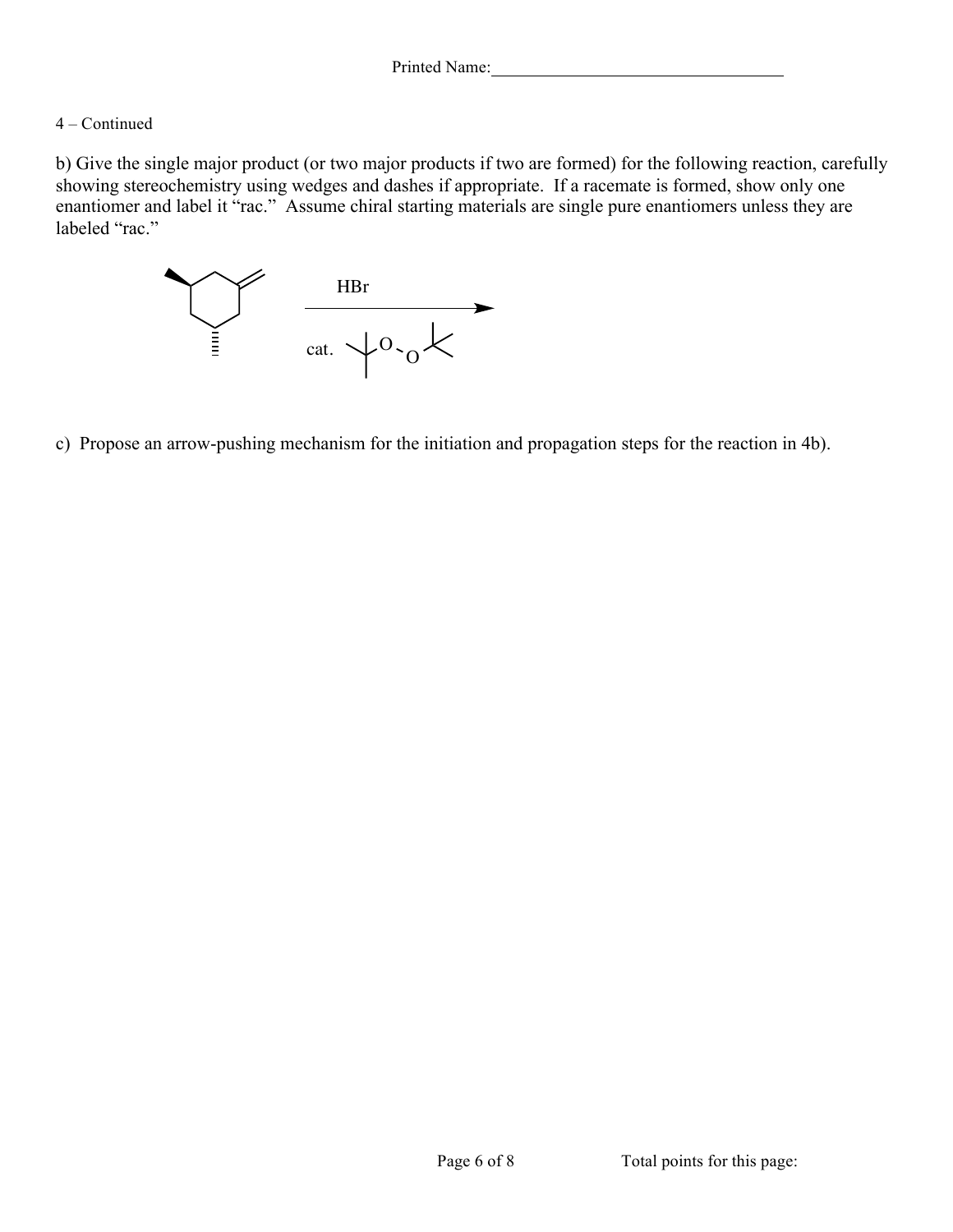4 – Continued

b) Give the single major product (or two major products if two are formed) for the following reaction, carefully showing stereochemistry using wedges and dashes if appropriate. If a racemate is formed, show only one enantiomer and label it "rac." Assume chiral starting materials are single pure enantiomers unless they are labeled "rac."

HBr

cat.

c) Propose an arrow-pushing mechanism for the initiation and propagation steps for the reaction in 4b).

Total points for this page: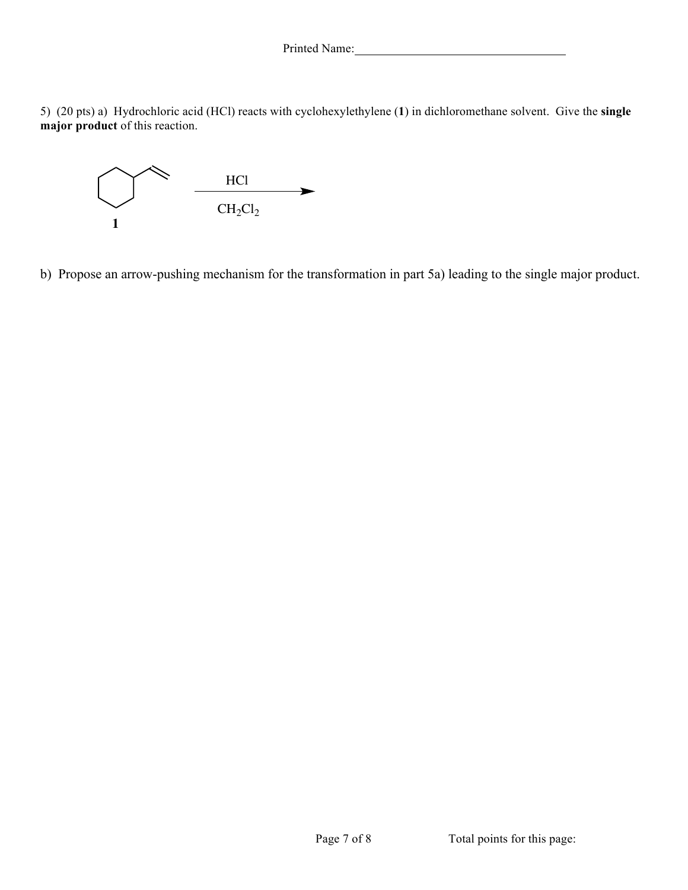Printed Name:

5) (20 pts) a) Hydrochloric acid (HCl) reacts with cyclohexylethylene (**1**) in dichloromethane solvent. Give the **single major product** of this reaction.

$$\textbf{1} \xrightarrow[CH_2Cl_2]{HCl}$$

b) Propose an arrow-pushing mechanism for the transformation in part 5a) leading to the single major product.

Total points for this page: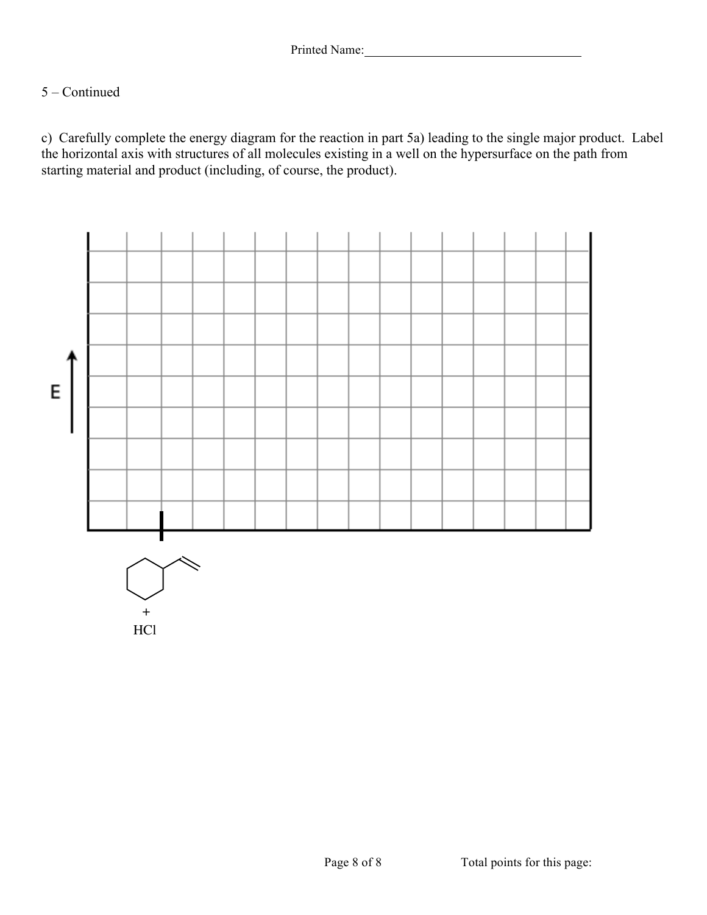5 – Continued

c) Carefully complete the energy diagram for the reaction in part 5a) leading to the single major product. Label the horizontal axis with structures of all molecules existing in a well on the hypersurface on the path from starting material and product (including, of course, the product).

E

+
HCl

Total points for this page: